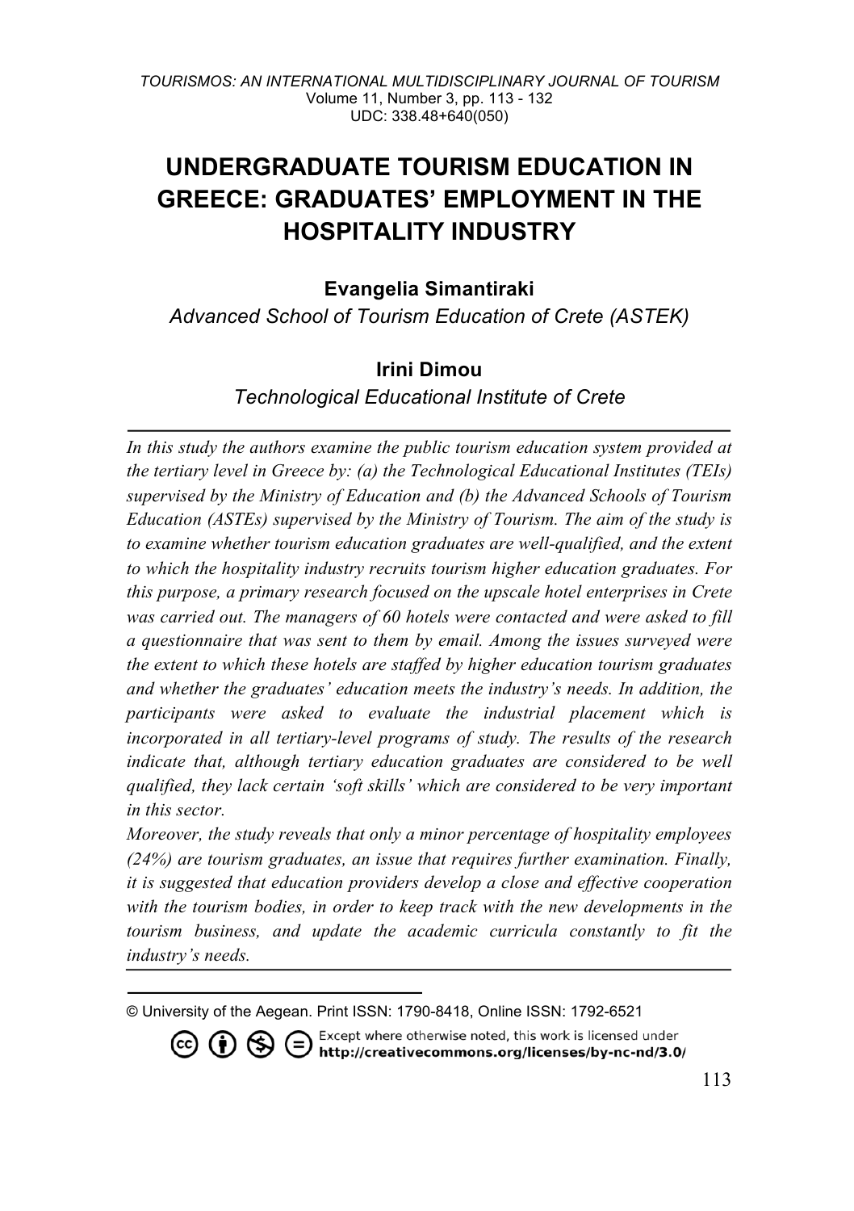# UNDERGRADUATE TOURISM EDUCATION IN GREECE: GRADUATES' EMPLOYMENT IN THE HOSPITALITY INDUSTRY

**Evangelia Simantiraki**

*Advanced School of Tourism Education of Crete (ASTEK)*

**Irini Dimou**

*Technological Educational Institute of Crete*

---

*In this study the authors examine the public tourism education system provided at the tertiary level in Greece by: (a) the Technological Educational Institutes (TEIs) supervised by the Ministry of Education and (b) the Advanced Schools of Tourism Education (ASTEs) supervised by the Ministry of Tourism. The aim of the study is to examine whether tourism education graduates are well-qualified, and the extent to which the hospitality industry recruits tourism higher education graduates. For this purpose, a primary research focused on the upscale hotel enterprises in Crete was carried out. The managers of 60 hotels were contacted and were asked to fill a questionnaire that was sent to them by email. Among the issues surveyed were the extent to which these hotels are staffed by higher education tourism graduates and whether the graduates' education meets the industry's needs. In addition, the participants were asked to evaluate the industrial placement which is incorporated in all tertiary-level programs of study. The results of the research indicate that, although tertiary education graduates are considered to be well qualified, they lack certain 'soft skills' which are considered to be very important in this sector.*

*Moreover, the study reveals that only a minor percentage of hospitality employees (24%) are tourism graduates, an issue that requires further examination. Finally, it is suggested that education providers develop a close and effective cooperation with the tourism bodies, in order to keep track with the new developments in the tourism business, and update the academic curricula constantly to fit the industry's needs.*

---

© University of the Aegean. Print ISSN: 1790-8418, Online ISSN: 1792-6521

Except where otherwise noted, this work is licensed under http://creativecommons.org/licenses/by-nc-nd/3.0/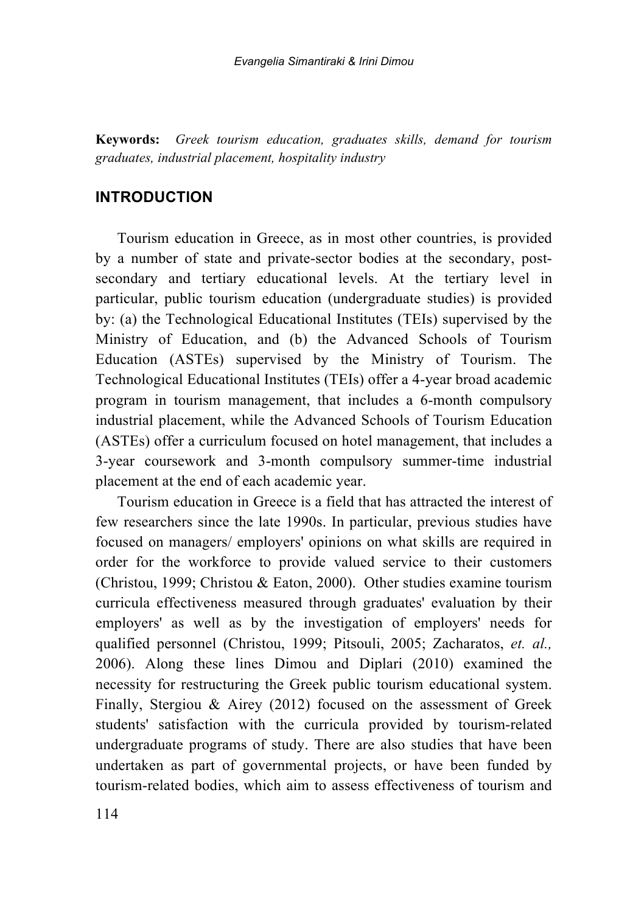**Keywords:** *Greek tourism education, graduates skills, demand for tourism graduates, industrial placement, hospitality industry*

## INTRODUCTION

Tourism education in Greece, as in most other countries, is provided by a number of state and private-sector bodies at the secondary, post-secondary and tertiary educational levels. At the tertiary level in particular, public tourism education (undergraduate studies) is provided by: (a) the Technological Educational Institutes (TEIs) supervised by the Ministry of Education, and (b) the Advanced Schools of Tourism Education (ASTEs) supervised by the Ministry of Tourism. The Technological Educational Institutes (TEIs) offer a 4-year broad academic program in tourism management, that includes a 6-month compulsory industrial placement, while the Advanced Schools of Tourism Education (ASTEs) offer a curriculum focused on hotel management, that includes a 3-year coursework and 3-month compulsory summer-time industrial placement at the end of each academic year.

Tourism education in Greece is a field that has attracted the interest of few researchers since the late 1990s. In particular, previous studies have focused on managers/ employers' opinions on what skills are required in order for the workforce to provide valued service to their customers (Christou, 1999; Christou & Eaton, 2000). Other studies examine tourism curricula effectiveness measured through graduates' evaluation by their employers' as well as by the investigation of employers' needs for qualified personnel (Christou, 1999; Pitsouli, 2005; Zacharatos, *et. al.,* 2006). Along these lines Dimou and Diplari (2010) examined the necessity for restructuring the Greek public tourism educational system. Finally, Stergiou & Airey (2012) focused on the assessment of Greek students' satisfaction with the curricula provided by tourism-related undergraduate programs of study. There are also studies that have been undertaken as part of governmental projects, or have been funded by tourism-related bodies, which aim to assess effectiveness of tourism and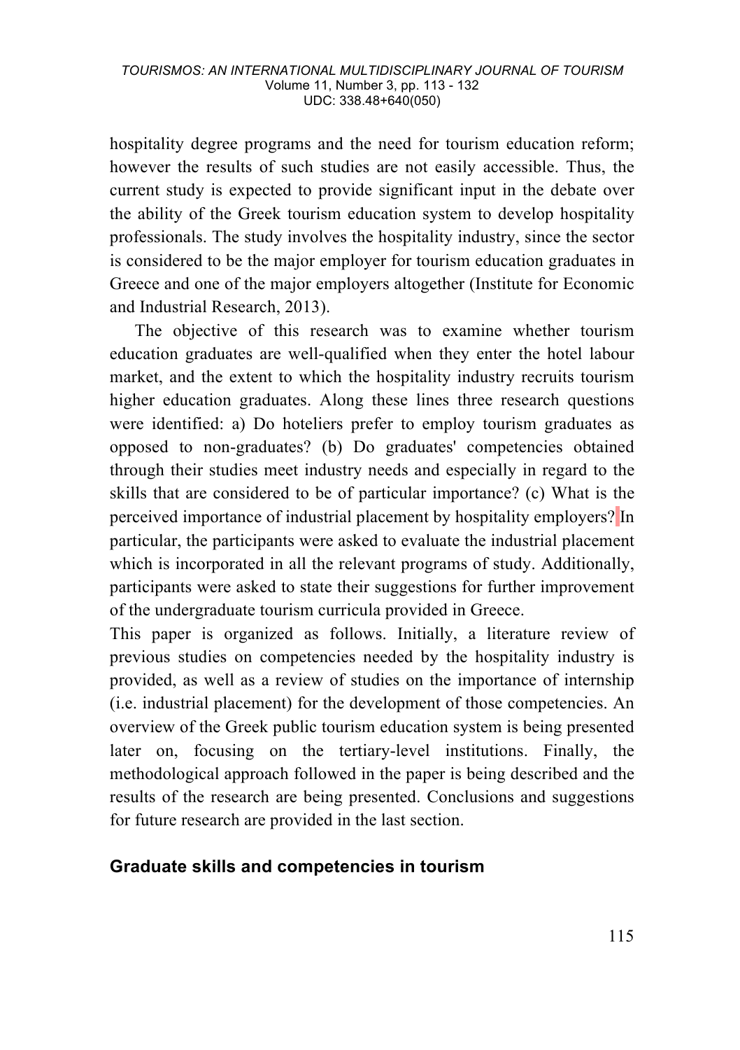hospitality degree programs and the need for tourism education reform; however the results of such studies are not easily accessible. Thus, the current study is expected to provide significant input in the debate over the ability of the Greek tourism education system to develop hospitality professionals. The study involves the hospitality industry, since the sector is considered to be the major employer for tourism education graduates in Greece and one of the major employers altogether (Institute for Economic and Industrial Research, 2013).

The objective of this research was to examine whether tourism education graduates are well-qualified when they enter the hotel labour market, and the extent to which the hospitality industry recruits tourism higher education graduates. Along these lines three research questions were identified: a) Do hoteliers prefer to employ tourism graduates as opposed to non-graduates? (b) Do graduates' competencies obtained through their studies meet industry needs and especially in regard to the skills that are considered to be of particular importance? (c) What is the perceived importance of industrial placement by hospitality employers? In particular, the participants were asked to evaluate the industrial placement which is incorporated in all the relevant programs of study. Additionally, participants were asked to state their suggestions for further improvement of the undergraduate tourism curricula provided in Greece.

This paper is organized as follows. Initially, a literature review of previous studies on competencies needed by the hospitality industry is provided, as well as a review of studies on the importance of internship (i.e. industrial placement) for the development of those competencies. An overview of the Greek public tourism education system is being presented later on, focusing on the tertiary-level institutions. Finally, the methodological approach followed in the paper is being described and the results of the research are being presented. Conclusions and suggestions for future research are provided in the last section.

## Graduate skills and competencies in tourism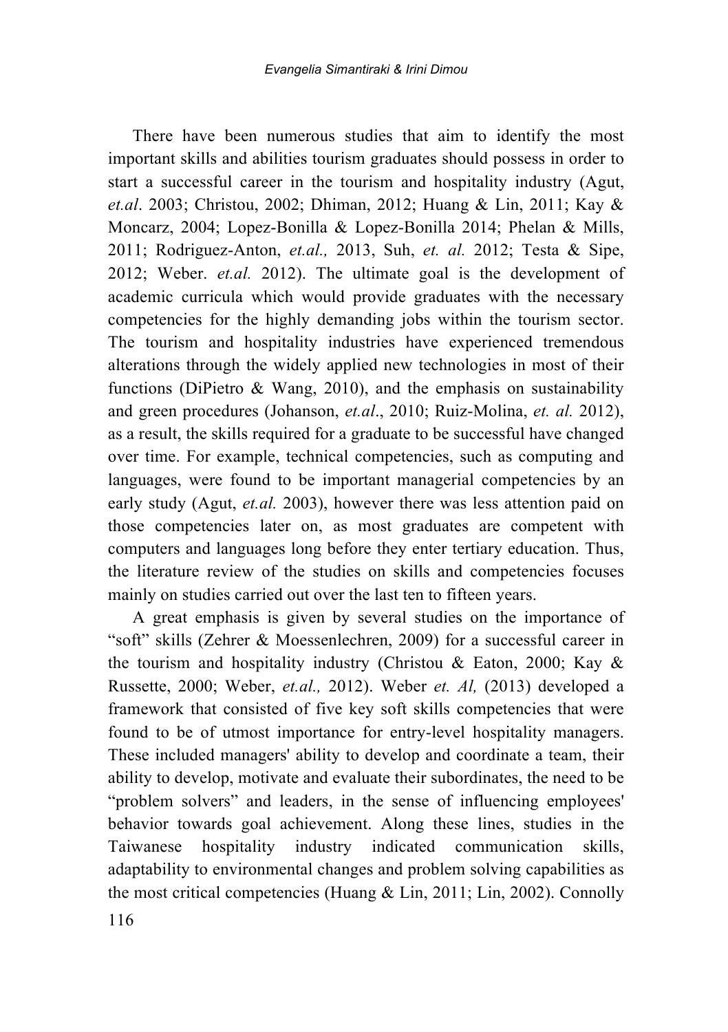There have been numerous studies that aim to identify the most important skills and abilities tourism graduates should possess in order to start a successful career in the tourism and hospitality industry (Agut, *et.al*. 2003; Christou, 2002; Dhiman, 2012; Huang & Lin, 2011; Kay & Moncarz, 2004; Lopez-Bonilla & Lopez-Bonilla 2014; Phelan & Mills, 2011; Rodriguez-Anton, *et.al.,* 2013, Suh, *et. al.* 2012; Testa & Sipe, 2012; Weber. *et.al.* 2012). The ultimate goal is the development of academic curricula which would provide graduates with the necessary competencies for the highly demanding jobs within the tourism sector. The tourism and hospitality industries have experienced tremendous alterations through the widely applied new technologies in most of their functions (DiPietro & Wang, 2010), and the emphasis on sustainability and green procedures (Johanson, *et.al*., 2010; Ruiz-Molina, *et. al.* 2012), as a result, the skills required for a graduate to be successful have changed over time. For example, technical competencies, such as computing and languages, were found to be important managerial competencies by an early study (Agut, *et.al.* 2003), however there was less attention paid on those competencies later on, as most graduates are competent with computers and languages long before they enter tertiary education. Thus, the literature review of the studies on skills and competencies focuses mainly on studies carried out over the last ten to fifteen years.

A great emphasis is given by several studies on the importance of "soft" skills (Zehrer & Moessenlechren, 2009) for a successful career in the tourism and hospitality industry (Christou & Eaton, 2000; Kay & Russette, 2000; Weber, *et.al.,* 2012). Weber *et. Al,* (2013) developed a framework that consisted of five key soft skills competencies that were found to be of utmost importance for entry-level hospitality managers. These included managers' ability to develop and coordinate a team, their ability to develop, motivate and evaluate their subordinates, the need to be "problem solvers" and leaders, in the sense of influencing employees' behavior towards goal achievement. Along these lines, studies in the Taiwanese hospitality industry indicated communication skills, adaptability to environmental changes and problem solving capabilities as the most critical competencies (Huang & Lin, 2011; Lin, 2002). Connolly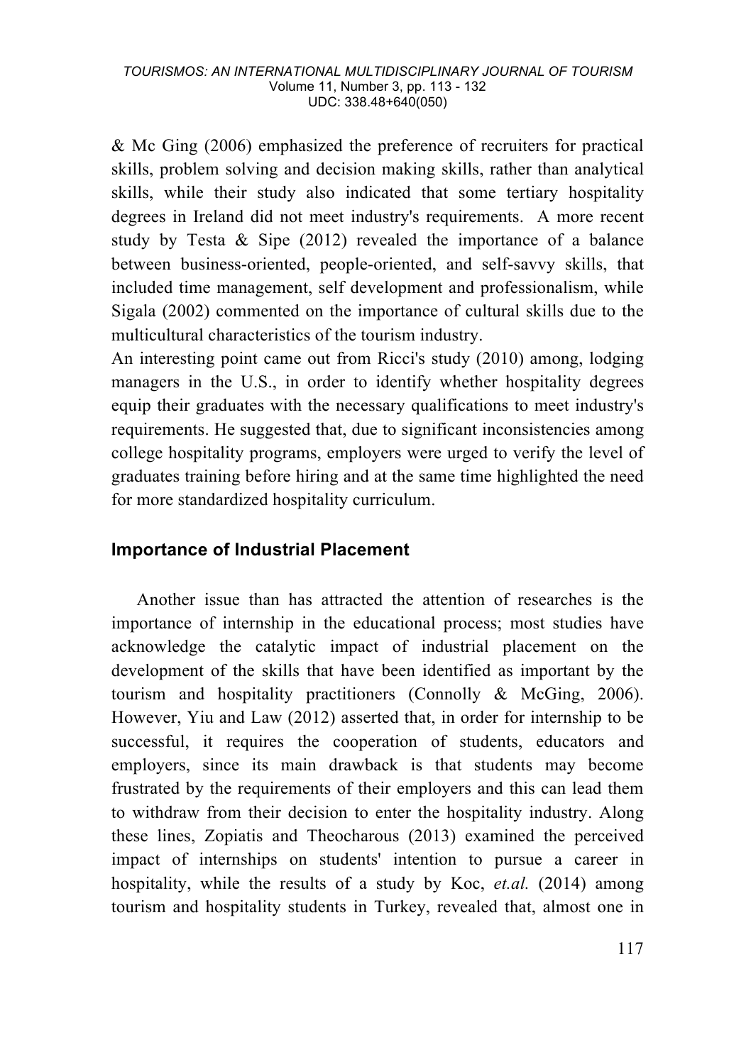& Mc Ging (2006) emphasized the preference of recruiters for practical skills, problem solving and decision making skills, rather than analytical skills, while their study also indicated that some tertiary hospitality degrees in Ireland did not meet industry's requirements. A more recent study by Testa & Sipe (2012) revealed the importance of a balance between business-oriented, people-oriented, and self-savvy skills, that included time management, self development and professionalism, while Sigala (2002) commented on the importance of cultural skills due to the multicultural characteristics of the tourism industry.

An interesting point came out from Ricci's study (2010) among, lodging managers in the U.S., in order to identify whether hospitality degrees equip their graduates with the necessary qualifications to meet industry's requirements. He suggested that, due to significant inconsistencies among college hospitality programs, employers were urged to verify the level of graduates training before hiring and at the same time highlighted the need for more standardized hospitality curriculum.

## Importance of Industrial Placement

Another issue than has attracted the attention of researches is the importance of internship in the educational process; most studies have acknowledge the catalytic impact of industrial placement on the development of the skills that have been identified as important by the tourism and hospitality practitioners (Connolly & McGing, 2006). However, Yiu and Law (2012) asserted that, in order for internship to be successful, it requires the cooperation of students, educators and employers, since its main drawback is that students may become frustrated by the requirements of their employers and this can lead them to withdraw from their decision to enter the hospitality industry. Along these lines, Zopiatis and Theocharous (2013) examined the perceived impact of internships on students' intention to pursue a career in hospitality, while the results of a study by Koc, *et.al.* (2014) among tourism and hospitality students in Turkey, revealed that, almost one in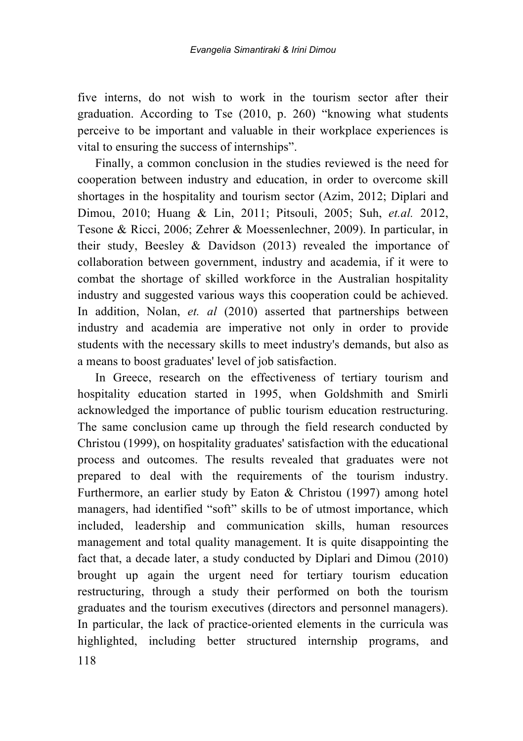five interns, do not wish to work in the tourism sector after their graduation. According to Tse (2010, p. 260) "knowing what students perceive to be important and valuable in their workplace experiences is vital to ensuring the success of internships".

Finally, a common conclusion in the studies reviewed is the need for cooperation between industry and education, in order to overcome skill shortages in the hospitality and tourism sector (Azim, 2012; Diplari and Dimou, 2010; Huang & Lin, 2011; Pitsouli, 2005; Suh, *et.al.* 2012, Tesone & Ricci, 2006; Zehrer & Moessenlechner, 2009). In particular, in their study, Beesley & Davidson (2013) revealed the importance of collaboration between government, industry and academia, if it were to combat the shortage of skilled workforce in the Australian hospitality industry and suggested various ways this cooperation could be achieved. In addition, Nolan, *et. al* (2010) asserted that partnerships between industry and academia are imperative not only in order to provide students with the necessary skills to meet industry's demands, but also as a means to boost graduates' level of job satisfaction.

In Greece, research on the effectiveness of tertiary tourism and hospitality education started in 1995, when Goldshmith and Smirli acknowledged the importance of public tourism education restructuring. The same conclusion came up through the field research conducted by Christou (1999), on hospitality graduates' satisfaction with the educational process and outcomes. The results revealed that graduates were not prepared to deal with the requirements of the tourism industry. Furthermore, an earlier study by Eaton & Christou (1997) among hotel managers, had identified "soft" skills to be of utmost importance, which included, leadership and communication skills, human resources management and total quality management. It is quite disappointing the fact that, a decade later, a study conducted by Diplari and Dimou (2010) brought up again the urgent need for tertiary tourism education restructuring, through a study their performed on both the tourism graduates and the tourism executives (directors and personnel managers). In particular, the lack of practice-oriented elements in the curricula was highlighted, including better structured internship programs, and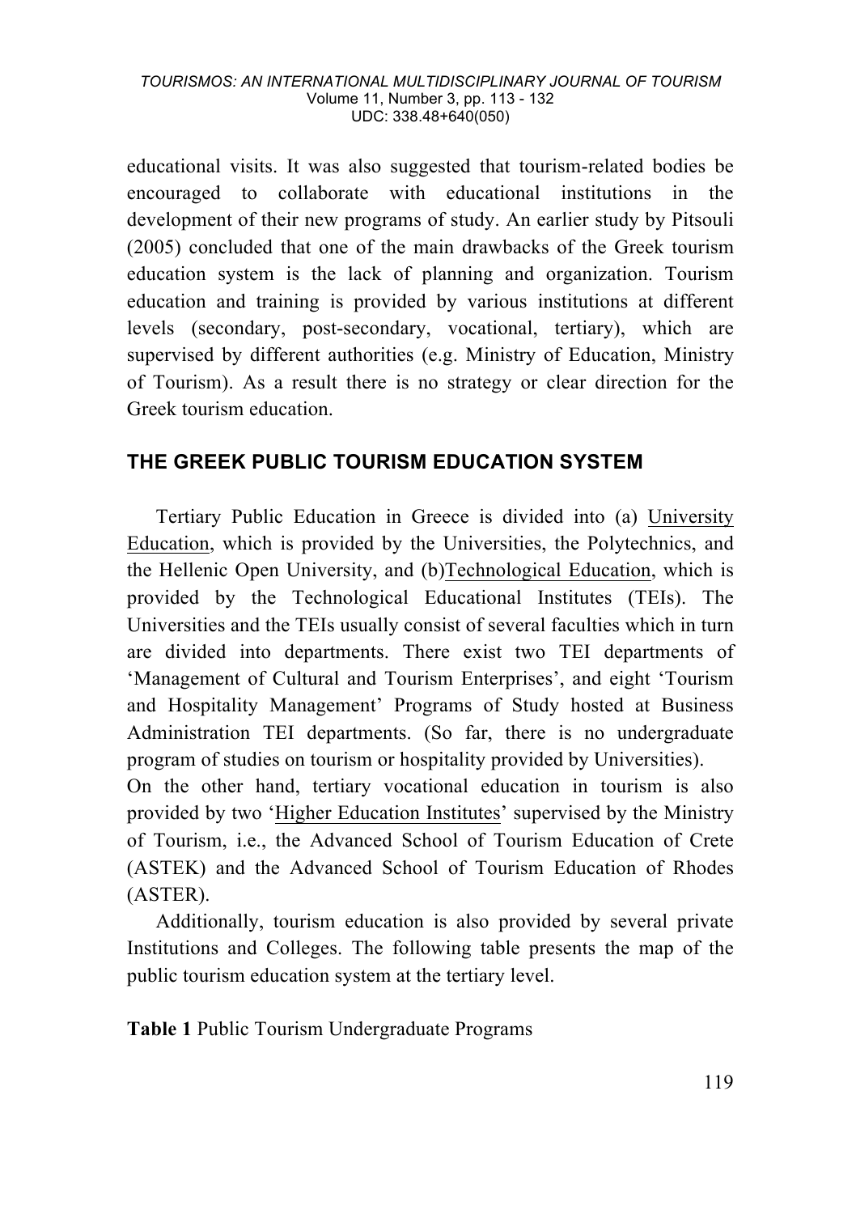educational visits. It was also suggested that tourism-related bodies be encouraged to collaborate with educational institutions in the development of their new programs of study. An earlier study by Pitsouli (2005) concluded that one of the main drawbacks of the Greek tourism education system is the lack of planning and organization. Tourism education and training is provided by various institutions at different levels (secondary, post-secondary, vocational, tertiary), which are supervised by different authorities (e.g. Ministry of Education, Ministry of Tourism). As a result there is no strategy or clear direction for the Greek tourism education.

## THE GREEK PUBLIC TOURISM EDUCATION SYSTEM

Tertiary Public Education in Greece is divided into (a) University Education, which is provided by the Universities, the Polytechnics, and the Hellenic Open University, and (b)Technological Education, which is provided by the Technological Educational Institutes (TEIs). The Universities and the TEIs usually consist of several faculties which in turn are divided into departments. There exist two TEI departments of 'Management of Cultural and Tourism Enterprises', and eight 'Tourism and Hospitality Management' Programs of Study hosted at Business Administration TEI departments. (So far, there is no undergraduate program of studies on tourism or hospitality provided by Universities).

On the other hand, tertiary vocational education in tourism is also provided by two 'Higher Education Institutes' supervised by the Ministry of Tourism, i.e., the Advanced School of Tourism Education of Crete (ASTEK) and the Advanced School of Tourism Education of Rhodes (ASTER).

Additionally, tourism education is also provided by several private Institutions and Colleges. The following table presents the map of the public tourism education system at the tertiary level.

**Table 1** Public Tourism Undergraduate Programs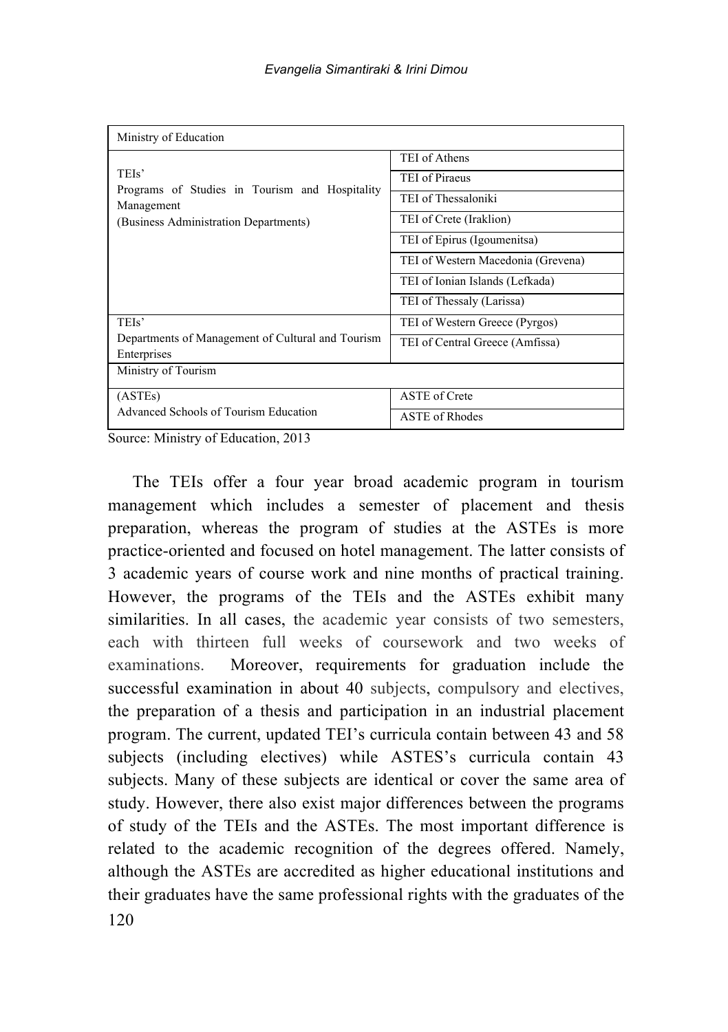| Ministry of Education | |
|---|---|
| TEIs' Programs of Studies in Tourism and Hospitality Management (Business Administration Departments) | TEI of Athens |
| | TEI of Piraeus |
| | TEI of Thessaloniki |
| | TEI of Crete (Iraklion) |
| | TEI of Epirus (Igoumenitsa) |
| | TEI of Western Macedonia (Grevena) |
| | TEI of Ionian Islands (Lefkada) |
| | TEI of Thessaly (Larissa) |
| TEIs' Departments of Management of Cultural and Tourism Enterprises | TEI of Western Greece (Pyrgos) |
| | TEI of Central Greece (Amfissa) |
| Ministry of Tourism | |
| (ASTEs) Advanced Schools of Tourism Education | ASTE of Crete |
| | ASTE of Rhodes |

Source: Ministry of Education, 2013

The TEIs offer a four year broad academic program in tourism management which includes a semester of placement and thesis preparation, whereas the program of studies at the ASTEs is more practice-oriented and focused on hotel management. The latter consists of 3 academic years of course work and nine months of practical training. However, the programs of the TEIs and the ASTEs exhibit many similarities. In all cases, the academic year consists of two semesters, each with thirteen full weeks of coursework and two weeks of examinations. Moreover, requirements for graduation include the successful examination in about 40 subjects, compulsory and electives, the preparation of a thesis and participation in an industrial placement program. The current, updated TEI's curricula contain between 43 and 58 subjects (including electives) while ASTES's curricula contain 43 subjects. Many of these subjects are identical or cover the same area of study. However, there also exist major differences between the programs of study of the TEIs and the ASTEs. The most important difference is related to the academic recognition of the degrees offered. Namely, although the ASTEs are accredited as higher educational institutions and their graduates have the same professional rights with the graduates of the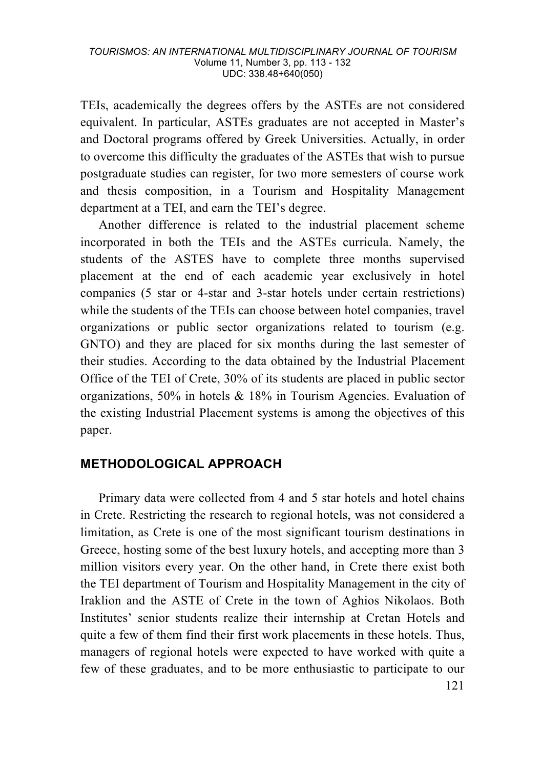TEIs, academically the degrees offers by the ASTEs are not considered equivalent. In particular, ASTEs graduates are not accepted in Master's and Doctoral programs offered by Greek Universities. Actually, in order to overcome this difficulty the graduates of the ASTEs that wish to pursue postgraduate studies can register, for two more semesters of course work and thesis composition, in a Tourism and Hospitality Management department at a TEI, and earn the TEI's degree.

Another difference is related to the industrial placement scheme incorporated in both the TEIs and the ASTEs curricula. Namely, the students of the ASTES have to complete three months supervised placement at the end of each academic year exclusively in hotel companies (5 star or 4-star and 3-star hotels under certain restrictions) while the students of the TEIs can choose between hotel companies, travel organizations or public sector organizations related to tourism (e.g. GNTO) and they are placed for six months during the last semester of their studies. According to the data obtained by the Industrial Placement Office of the TEI of Crete, 30% of its students are placed in public sector organizations, 50% in hotels & 18% in Tourism Agencies. Evaluation of the existing Industrial Placement systems is among the objectives of this paper.

## METHODOLOGICAL APPROACH

Primary data were collected from 4 and 5 star hotels and hotel chains in Crete. Restricting the research to regional hotels, was not considered a limitation, as Crete is one of the most significant tourism destinations in Greece, hosting some of the best luxury hotels, and accepting more than 3 million visitors every year. On the other hand, in Crete there exist both the TEI department of Tourism and Hospitality Management in the city of Iraklion and the ASTE of Crete in the town of Aghios Nikolaos. Both Institutes' senior students realize their internship at Cretan Hotels and quite a few of them find their first work placements in these hotels. Thus, managers of regional hotels were expected to have worked with quite a few of these graduates, and to be more enthusiastic to participate to our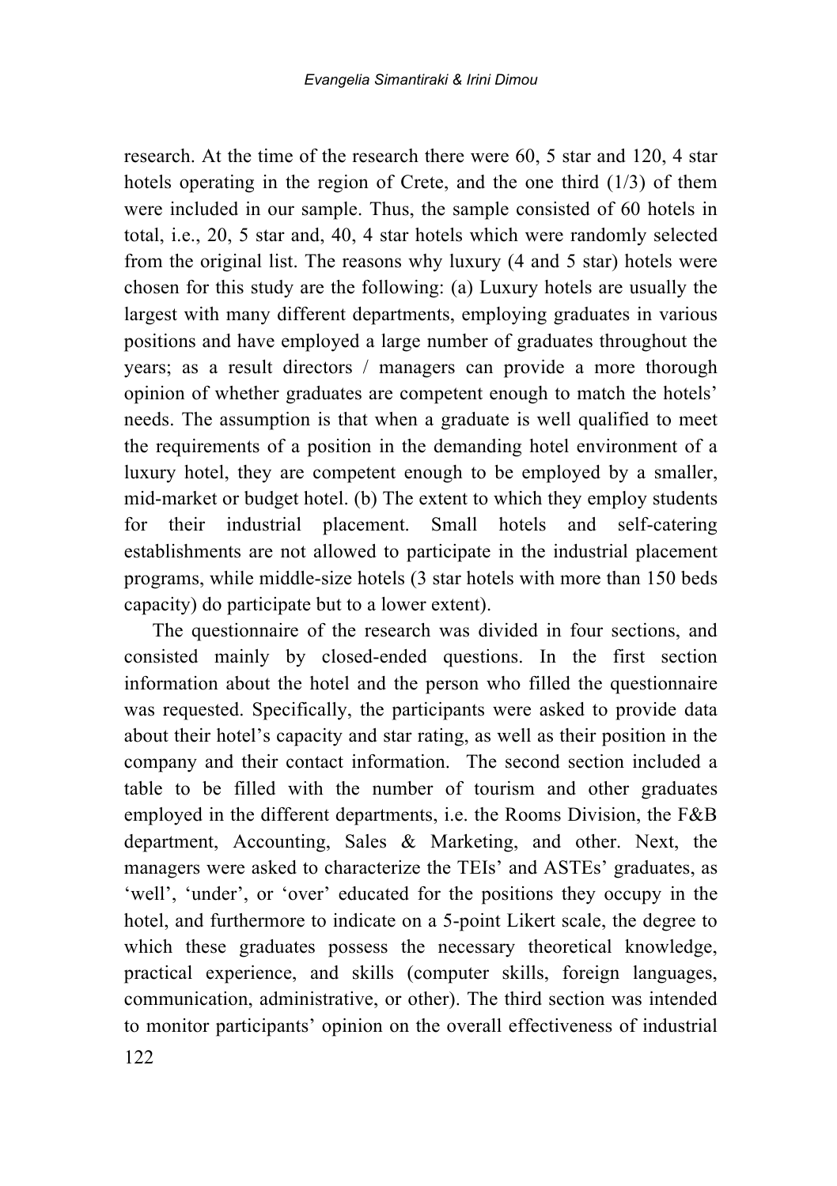research. At the time of the research there were 60, 5 star and 120, 4 star hotels operating in the region of Crete, and the one third (1/3) of them were included in our sample. Thus, the sample consisted of 60 hotels in total, i.e., 20, 5 star and, 40, 4 star hotels which were randomly selected from the original list. The reasons why luxury (4 and 5 star) hotels were chosen for this study are the following: (a) Luxury hotels are usually the largest with many different departments, employing graduates in various positions and have employed a large number of graduates throughout the years; as a result directors / managers can provide a more thorough opinion of whether graduates are competent enough to match the hotels' needs. The assumption is that when a graduate is well qualified to meet the requirements of a position in the demanding hotel environment of a luxury hotel, they are competent enough to be employed by a smaller, mid-market or budget hotel. (b) The extent to which they employ students for their industrial placement. Small hotels and self-catering establishments are not allowed to participate in the industrial placement programs, while middle-size hotels (3 star hotels with more than 150 beds capacity) do participate but to a lower extent).

The questionnaire of the research was divided in four sections, and consisted mainly by closed-ended questions. In the first section information about the hotel and the person who filled the questionnaire was requested. Specifically, the participants were asked to provide data about their hotel's capacity and star rating, as well as their position in the company and their contact information. The second section included a table to be filled with the number of tourism and other graduates employed in the different departments, i.e. the Rooms Division, the F&B department, Accounting, Sales & Marketing, and other. Next, the managers were asked to characterize the TEIs' and ASTEs' graduates, as 'well', 'under', or 'over' educated for the positions they occupy in the hotel, and furthermore to indicate on a 5-point Likert scale, the degree to which these graduates possess the necessary theoretical knowledge, practical experience, and skills (computer skills, foreign languages, communication, administrative, or other). The third section was intended to monitor participants' opinion on the overall effectiveness of industrial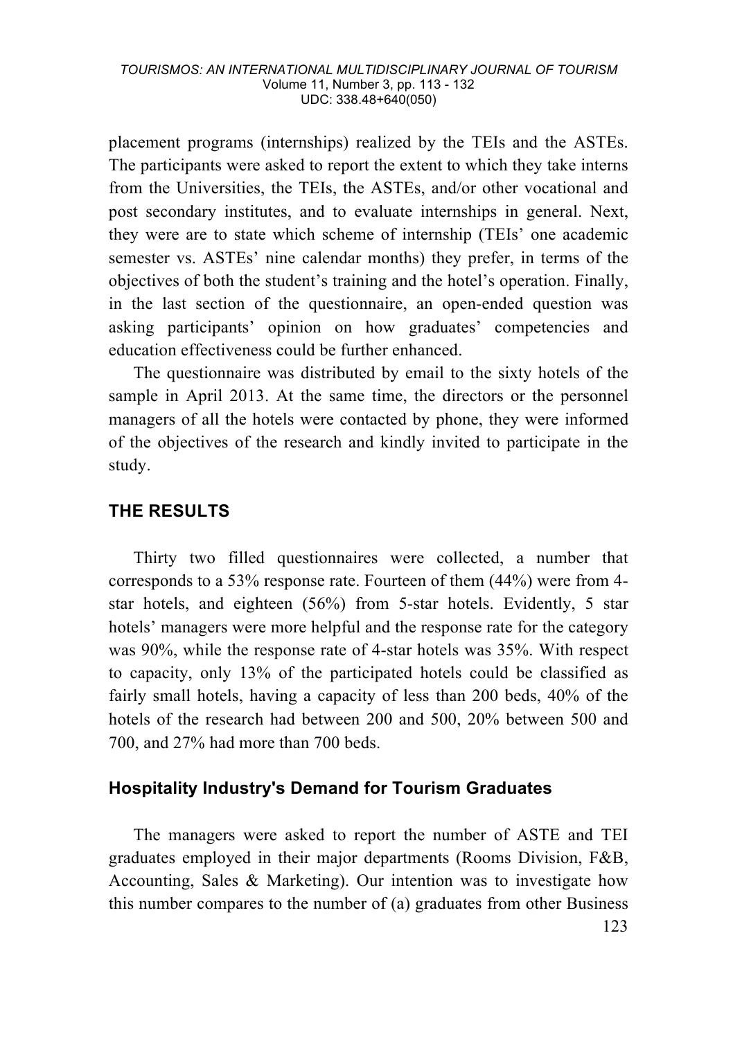placement programs (internships) realized by the TEIs and the ASTEs. The participants were asked to report the extent to which they take interns from the Universities, the TEIs, the ASTEs, and/or other vocational and post secondary institutes, and to evaluate internships in general. Next, they were are to state which scheme of internship (TEIs' one academic semester vs. ASTEs' nine calendar months) they prefer, in terms of the objectives of both the student's training and the hotel's operation. Finally, in the last section of the questionnaire, an open-ended question was asking participants' opinion on how graduates' competencies and education effectiveness could be further enhanced.

The questionnaire was distributed by email to the sixty hotels of the sample in April 2013. At the same time, the directors or the personnel managers of all the hotels were contacted by phone, they were informed of the objectives of the research and kindly invited to participate in the study.

## THE RESULTS

Thirty two filled questionnaires were collected, a number that corresponds to a 53% response rate. Fourteen of them (44%) were from 4-star hotels, and eighteen (56%) from 5-star hotels. Evidently, 5 star hotels' managers were more helpful and the response rate for the category was 90%, while the response rate of 4-star hotels was 35%. With respect to capacity, only 13% of the participated hotels could be classified as fairly small hotels, having a capacity of less than 200 beds, 40% of the hotels of the research had between 200 and 500, 20% between 500 and 700, and 27% had more than 700 beds.

### Hospitality Industry's Demand for Tourism Graduates

The managers were asked to report the number of ASTE and TEI graduates employed in their major departments (Rooms Division, F&B, Accounting, Sales & Marketing). Our intention was to investigate how this number compares to the number of (a) graduates from other Business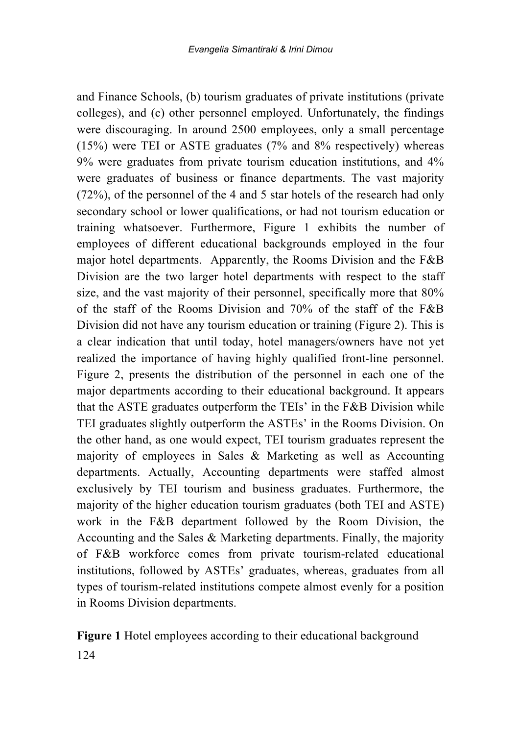and Finance Schools, (b) tourism graduates of private institutions (private colleges), and (c) other personnel employed. Unfortunately, the findings were discouraging. In around 2500 employees, only a small percentage (15%) were TEI or ASTE graduates (7% and 8% respectively) whereas 9% were graduates from private tourism education institutions, and 4% were graduates of business or finance departments. The vast majority (72%), of the personnel of the 4 and 5 star hotels of the research had only secondary school or lower qualifications, or had not tourism education or training whatsoever. Furthermore, Figure 1 exhibits the number of employees of different educational backgrounds employed in the four major hotel departments. Apparently, the Rooms Division and the F&B Division are the two larger hotel departments with respect to the staff size, and the vast majority of their personnel, specifically more that 80% of the staff of the Rooms Division and 70% of the staff of the F&B Division did not have any tourism education or training (Figure 2). This is a clear indication that until today, hotel managers/owners have not yet realized the importance of having highly qualified front-line personnel. Figure 2, presents the distribution of the personnel in each one of the major departments according to their educational background. It appears that the ASTE graduates outperform the TEIs' in the F&B Division while TEI graduates slightly outperform the ASTEs' in the Rooms Division. On the other hand, as one would expect, TEI tourism graduates represent the majority of employees in Sales & Marketing as well as Accounting departments. Actually, Accounting departments were staffed almost exclusively by TEI tourism and business graduates. Furthermore, the majority of the higher education tourism graduates (both TEI and ASTE) work in the F&B department followed by the Room Division, the Accounting and the Sales & Marketing departments. Finally, the majority of F&B workforce comes from private tourism-related educational institutions, followed by ASTEs' graduates, whereas, graduates from all types of tourism-related institutions compete almost evenly for a position in Rooms Division departments.

**Figure 1** Hotel employees according to their educational background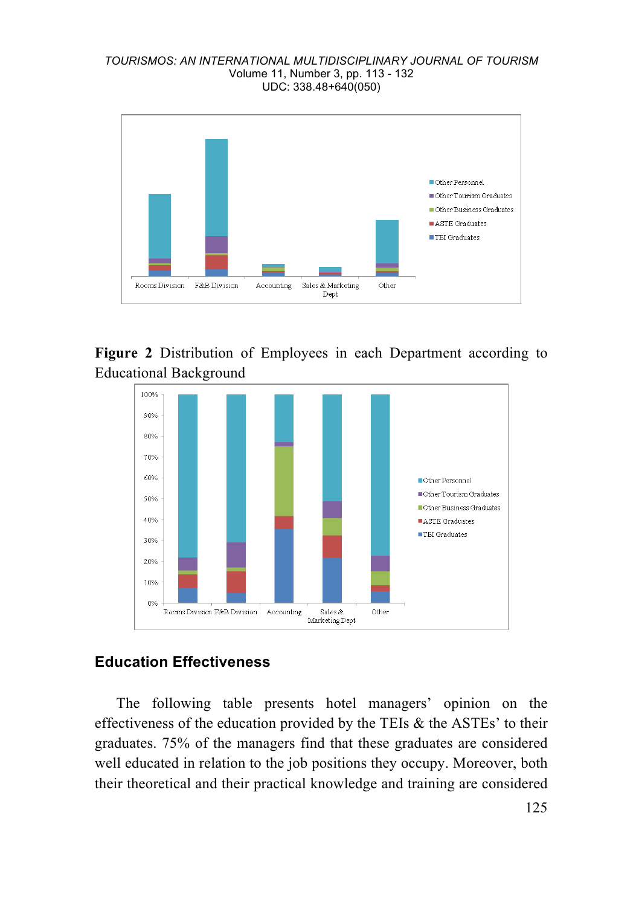**Figure 2** Distribution of Employees in each Department according to Educational Background

## Education Effectiveness

The following table presents hotel managers' opinion on the effectiveness of the education provided by the TEIs & the ASTEs' to their graduates. 75% of the managers find that these graduates are considered well educated in relation to the job positions they occupy. Moreover, both their theoretical and their practical knowledge and training are considered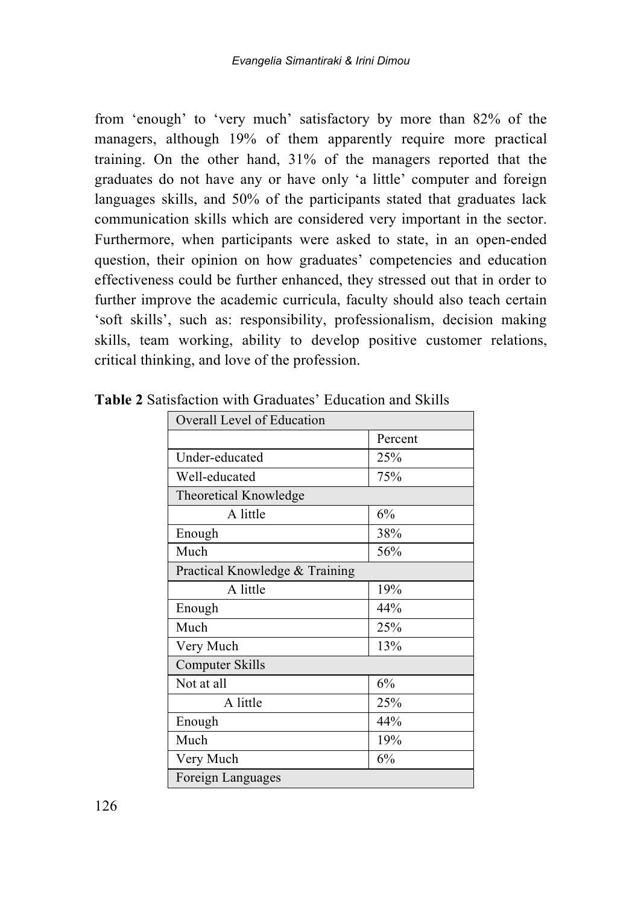from 'enough' to 'very much' satisfactory by more than 82% of the managers, although 19% of them apparently require more practical training. On the other hand, 31% of the managers reported that the graduates do not have any or have only 'a little' computer and foreign languages skills, and 50% of the participants stated that graduates lack communication skills which are considered very important in the sector. Furthermore, when participants were asked to state, in an open-ended question, their opinion on how graduates' competencies and education effectiveness could be further enhanced, they stressed out that in order to further improve the academic curricula, faculty should also teach certain 'soft skills', such as: responsibility, professionalism, decision making skills, team working, ability to develop positive customer relations, critical thinking, and love of the profession.

**Table 2** Satisfaction with Graduates' Education and Skills

| Overall Level of Education | |
|---|---|
| | Percent |
| Under-educated | 25% |
| Well-educated | 75% |
| Theoretical Knowledge | |
| A little | 6% |
| Enough | 38% |
| Much | 56% |
| Practical Knowledge & Training | |
| A little | 19% |
| Enough | 44% |
| Much | 25% |
| Very Much | 13% |
| Computer Skills | |
| Not at all | 6% |
| A little | 25% |
| Enough | 44% |
| Much | 19% |
| Very Much | 6% |
| Foreign Languages | |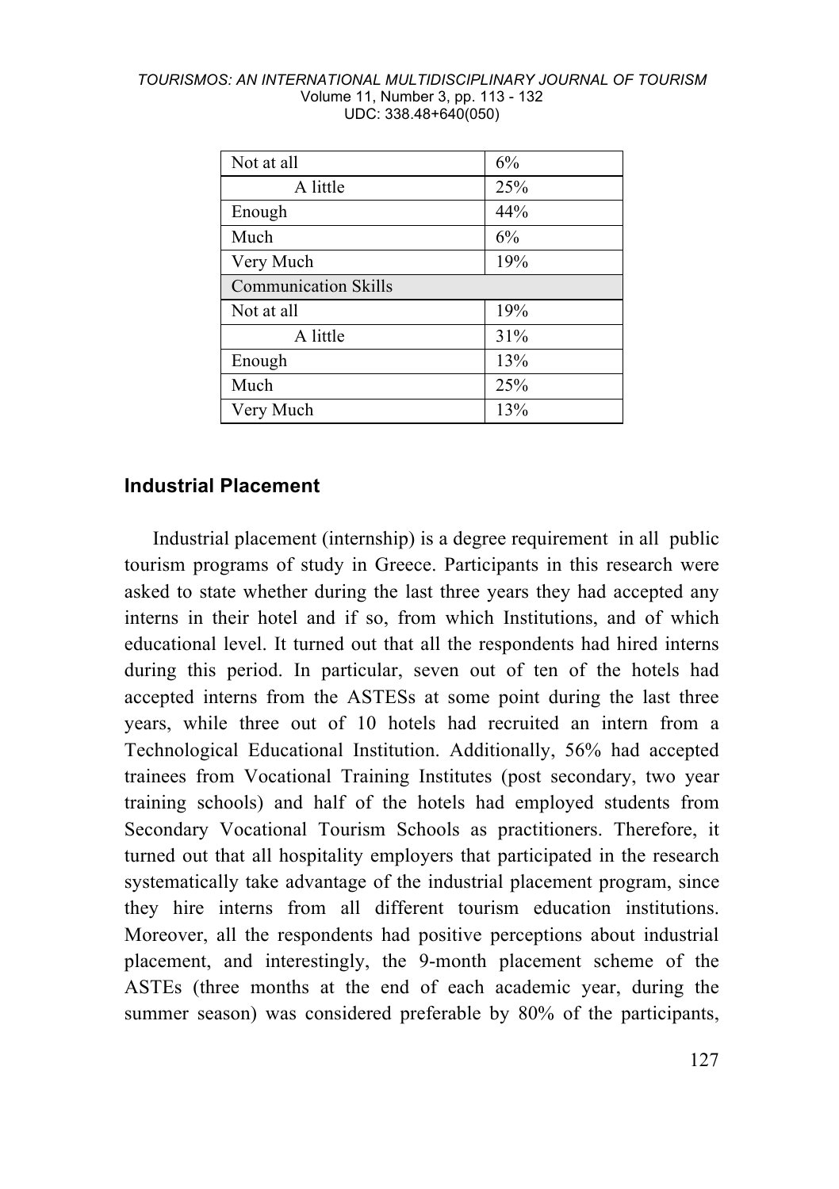| | |
|---|---|
| Not at all | 6% |
| A little | 25% |
| Enough | 44% |
| Much | 6% |
| Very Much | 19% |
| Communication Skills | |
| Not at all | 19% |
| A little | 31% |
| Enough | 13% |
| Much | 25% |
| Very Much | 13% |

## Industrial Placement

Industrial placement (internship) is a degree requirement in all public tourism programs of study in Greece. Participants in this research were asked to state whether during the last three years they had accepted any interns in their hotel and if so, from which Institutions, and of which educational level. It turned out that all the respondents had hired interns during this period. In particular, seven out of ten of the hotels had accepted interns from the ASTESs at some point during the last three years, while three out of 10 hotels had recruited an intern from a Technological Educational Institution. Additionally, 56% had accepted trainees from Vocational Training Institutes (post secondary, two year training schools) and half of the hotels had employed students from Secondary Vocational Tourism Schools as practitioners. Therefore, it turned out that all hospitality employers that participated in the research systematically take advantage of the industrial placement program, since they hire interns from all different tourism education institutions. Moreover, all the respondents had positive perceptions about industrial placement, and interestingly, the 9-month placement scheme of the ASTEs (three months at the end of each academic year, during the summer season) was considered preferable by 80% of the participants,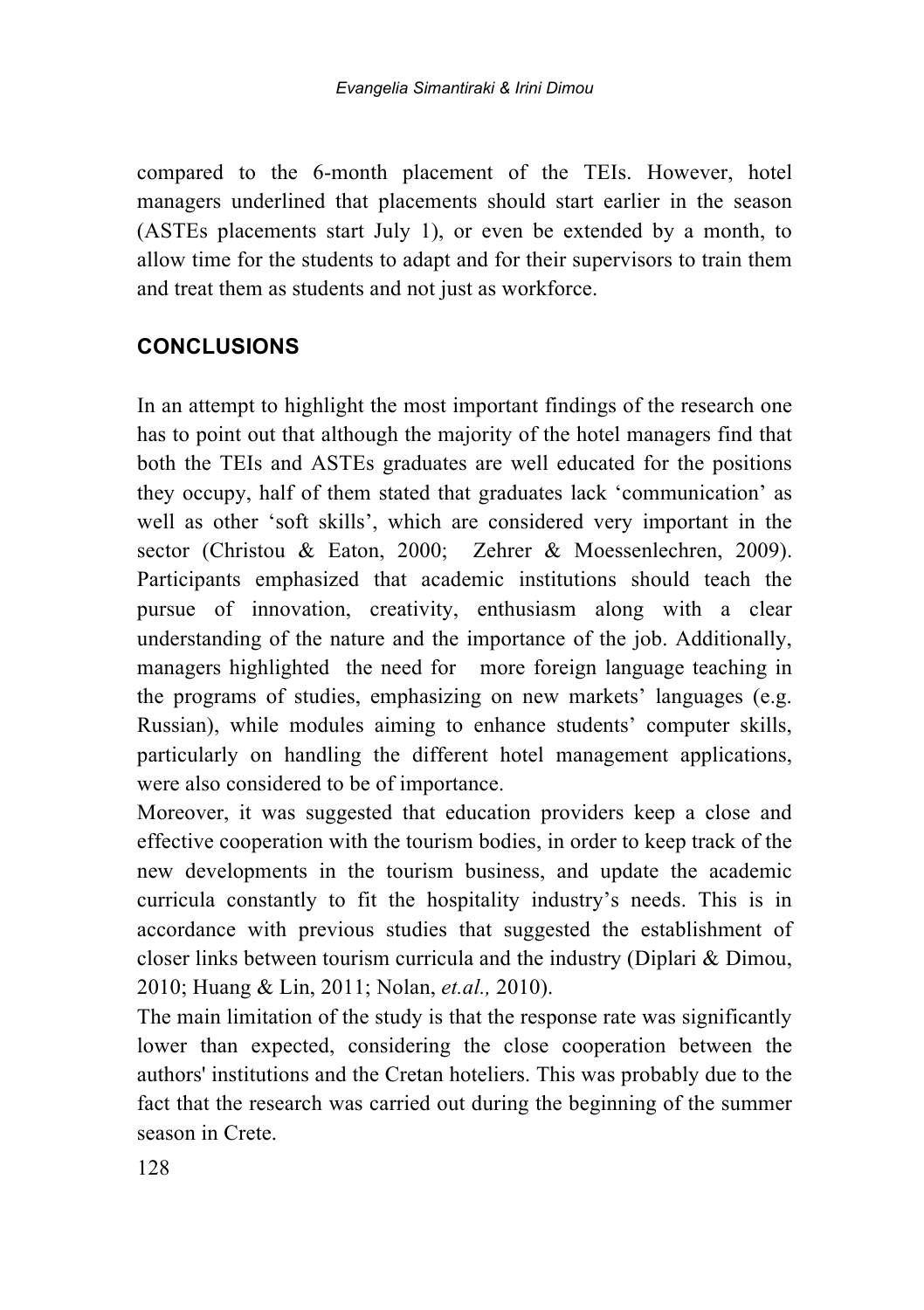compared to the 6-month placement of the TEIs. However, hotel managers underlined that placements should start earlier in the season (ASTEs placements start July 1), or even be extended by a month, to allow time for the students to adapt and for their supervisors to train them and treat them as students and not just as workforce.

## CONCLUSIONS

In an attempt to highlight the most important findings of the research one has to point out that although the majority of the hotel managers find that both the TEIs and ASTEs graduates are well educated for the positions they occupy, half of them stated that graduates lack 'communication' as well as other 'soft skills', which are considered very important in the sector (Christou & Eaton, 2000; Zehrer & Moessenlechren, 2009). Participants emphasized that academic institutions should teach the pursue of innovation, creativity, enthusiasm along with a clear understanding of the nature and the importance of the job. Additionally, managers highlighted the need for more foreign language teaching in the programs of studies, emphasizing on new markets' languages (e.g. Russian), while modules aiming to enhance students' computer skills, particularly on handling the different hotel management applications, were also considered to be of importance.

Moreover, it was suggested that education providers keep a close and effective cooperation with the tourism bodies, in order to keep track of the new developments in the tourism business, and update the academic curricula constantly to fit the hospitality industry's needs. This is in accordance with previous studies that suggested the establishment of closer links between tourism curricula and the industry (Diplari & Dimou, 2010; Huang & Lin, 2011; Nolan, *et.al.,* 2010).

The main limitation of the study is that the response rate was significantly lower than expected, considering the close cooperation between the authors' institutions and the Cretan hoteliers. This was probably due to the fact that the research was carried out during the beginning of the summer season in Crete.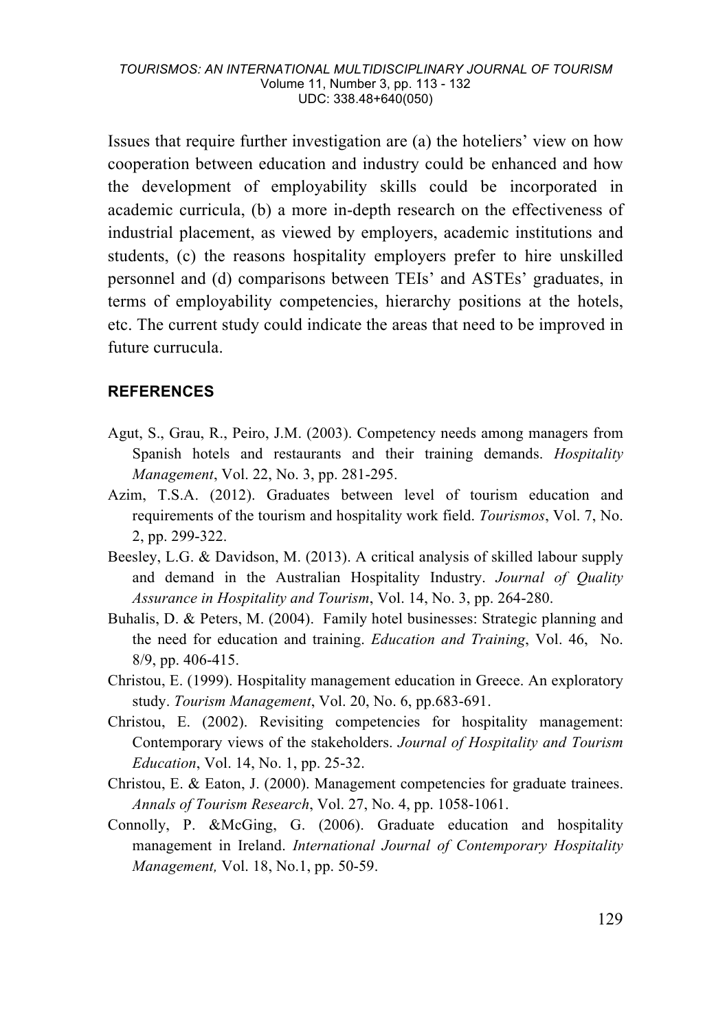Issues that require further investigation are (a) the hoteliers' view on how cooperation between education and industry could be enhanced and how the development of employability skills could be incorporated in academic curricula, (b) a more in-depth research on the effectiveness of industrial placement, as viewed by employers, academic institutions and students, (c) the reasons hospitality employers prefer to hire unskilled personnel and (d) comparisons between TEIs' and ASTEs' graduates, in terms of employability competencies, hierarchy positions at the hotels, etc. The current study could indicate the areas that need to be improved in future currucula.

## REFERENCES

Agut, S., Grau, R., Peiro, J.M. (2003). Competency needs among managers from Spanish hotels and restaurants and their training demands. *Hospitality Management*, Vol. 22, No. 3, pp. 281-295.

Azim, T.S.A. (2012). Graduates between level of tourism education and requirements of the tourism and hospitality work field. *Tourismos*, Vol. 7, No. 2, pp. 299-322.

Beesley, L.G. & Davidson, M. (2013). A critical analysis of skilled labour supply and demand in the Australian Hospitality Industry. *Journal of Quality Assurance in Hospitality and Tourism*, Vol. 14, No. 3, pp. 264-280.

Buhalis, D. & Peters, M. (2004). Family hotel businesses: Strategic planning and the need for education and training. *Education and Training*, Vol. 46, No. 8/9, pp. 406-415.

Christou, E. (1999). Hospitality management education in Greece. An exploratory study. *Tourism Management*, Vol. 20, No. 6, pp.683-691.

Christou, E. (2002). Revisiting competencies for hospitality management: Contemporary views of the stakeholders. *Journal of Hospitality and Tourism Education*, Vol. 14, No. 1, pp. 25-32.

Christou, E. & Eaton, J. (2000). Management competencies for graduate trainees. *Annals of Tourism Research*, Vol. 27, No. 4, pp. 1058-1061.

Connolly, P. &McGing, G. (2006). Graduate education and hospitality management in Ireland. *International Journal of Contemporary Hospitality Management,* Vol. 18, No.1, pp. 50-59.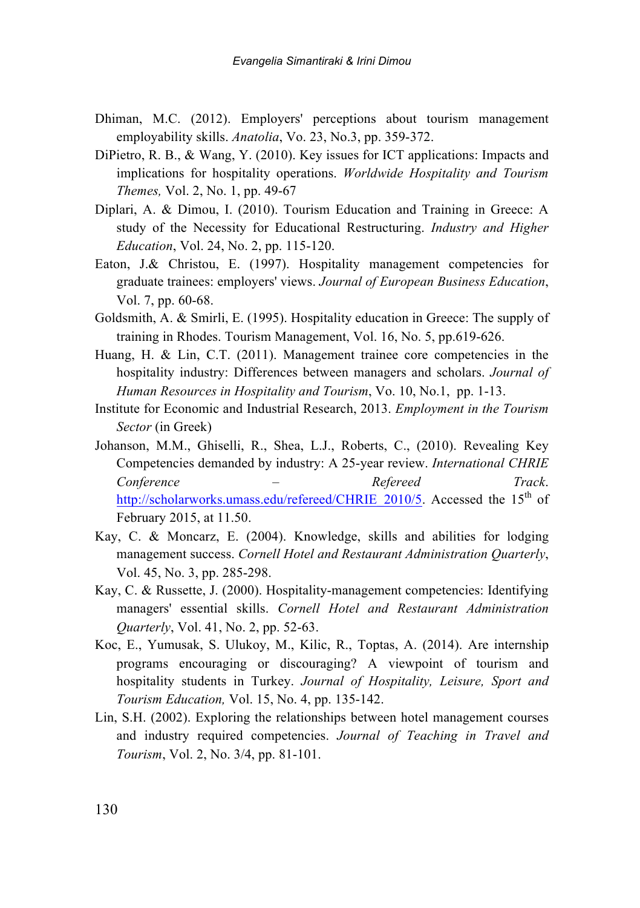Dhiman, M.C. (2012). Employers' perceptions about tourism management employability skills. *Anatolia*, Vo. 23, No.3, pp. 359-372.

DiPietro, R. B., & Wang, Y. (2010). Key issues for ICT applications: Impacts and implications for hospitality operations. *Worldwide Hospitality and Tourism Themes,* Vol. 2, No. 1, pp. 49-67

Diplari, A. & Dimou, I. (2010). Tourism Education and Training in Greece: A study of the Necessity for Educational Restructuring. *Industry and Higher Education*, Vol. 24, No. 2, pp. 115-120.

Eaton, J.& Christou, E. (1997). Hospitality management competencies for graduate trainees: employers' views. *Journal of European Business Education*, Vol. 7, pp. 60-68.

Goldsmith, A. & Smirli, E. (1995). Hospitality education in Greece: The supply of training in Rhodes. Tourism Management, Vol. 16, No. 5, pp.619-626.

Huang, H. & Lin, C.T. (2011). Management trainee core competencies in the hospitality industry: Differences between managers and scholars. *Journal of Human Resources in Hospitality and Tourism*, Vo. 10, No.1, pp. 1-13.

Institute for Economic and Industrial Research, 2013. *Employment in the Tourism Sector* (in Greek)

Johanson, M.M., Ghiselli, R., Shea, L.J., Roberts, C., (2010). Revealing Key Competencies demanded by industry: A 25-year review. *International CHRIE Conference – Refereed Track*. http://scholarworks.umass.edu/refereed/CHRIE_2010/5. Accessed the 15th of February 2015, at 11.50.

Kay, C. & Moncarz, E. (2004). Knowledge, skills and abilities for lodging management success. *Cornell Hotel and Restaurant Administration Quarterly*, Vol. 45, No. 3, pp. 285-298.

Kay, C. & Russette, J. (2000). Hospitality-management competencies: Identifying managers' essential skills. *Cornell Hotel and Restaurant Administration Quarterly*, Vol. 41, No. 2, pp. 52-63.

Koc, E., Yumusak, S. Ulukoy, M., Kilic, R., Toptas, A. (2014). Are internship programs encouraging or discouraging? A viewpoint of tourism and hospitality students in Turkey. *Journal of Hospitality, Leisure, Sport and Tourism Education,* Vol. 15, No. 4, pp. 135-142.

Lin, S.H. (2002). Exploring the relationships between hotel management courses and industry required competencies. *Journal of Teaching in Travel and Tourism*, Vol. 2, No. 3/4, pp. 81-101.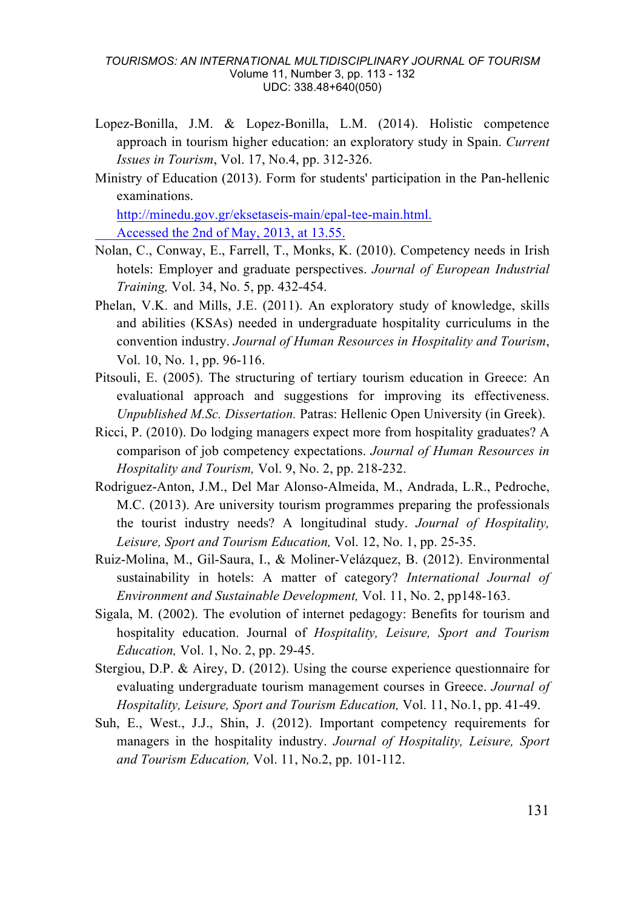Lopez-Bonilla, J.M. & Lopez-Bonilla, L.M. (2014). Holistic competence approach in tourism higher education: an exploratory study in Spain. *Current Issues in Tourism*, Vol. 17, No.4, pp. 312-326.

Ministry of Education (2013). Form for students' participation in the Pan-hellenic examinations. http://minedu.gov.gr/eksetaseis-main/epal-tee-main.html. Accessed the 2nd of May, 2013, at 13.55.

Nolan, C., Conway, E., Farrell, T., Monks, K. (2010). Competency needs in Irish hotels: Employer and graduate perspectives. *Journal of European Industrial Training,* Vol. 34, No. 5, pp. 432-454.

Phelan, V.K. and Mills, J.E. (2011). An exploratory study of knowledge, skills and abilities (KSAs) needed in undergraduate hospitality curriculums in the convention industry. *Journal of Human Resources in Hospitality and Tourism*, Vol. 10, No. 1, pp. 96-116.

Pitsouli, E. (2005). The structuring of tertiary tourism education in Greece: An evaluational approach and suggestions for improving its effectiveness. *Unpublished M.Sc. Dissertation.* Patras: Hellenic Open University (in Greek).

Ricci, P. (2010). Do lodging managers expect more from hospitality graduates? A comparison of job competency expectations. *Journal of Human Resources in Hospitality and Tourism,* Vol. 9, No. 2, pp. 218-232.

Rodriguez-Anton, J.M., Del Mar Alonso-Almeida, M., Andrada, L.R., Pedroche, M.C. (2013). Are university tourism programmes preparing the professionals the tourist industry needs? A longitudinal study. *Journal of Hospitality, Leisure, Sport and Tourism Education,* Vol. 12, No. 1, pp. 25-35.

Ruiz-Molina, M., Gil-Saura, I., & Moliner-Velázquez, B. (2012). Environmental sustainability in hotels: A matter of category? *International Journal of Environment and Sustainable Development,* Vol. 11, No. 2, pp148-163.

Sigala, M. (2002). The evolution of internet pedagogy: Benefits for tourism and hospitality education. Journal of *Hospitality, Leisure, Sport and Tourism Education,* Vol. 1, No. 2, pp. 29-45.

Stergiou, D.P. & Airey, D. (2012). Using the course experience questionnaire for evaluating undergraduate tourism management courses in Greece. *Journal of Hospitality, Leisure, Sport and Tourism Education,* Vol. 11, No.1, pp. 41-49.

Suh, E., West., J.J., Shin, J. (2012). Important competency requirements for managers in the hospitality industry. *Journal of Hospitality, Leisure, Sport and Tourism Education,* Vol. 11, No.2, pp. 101-112.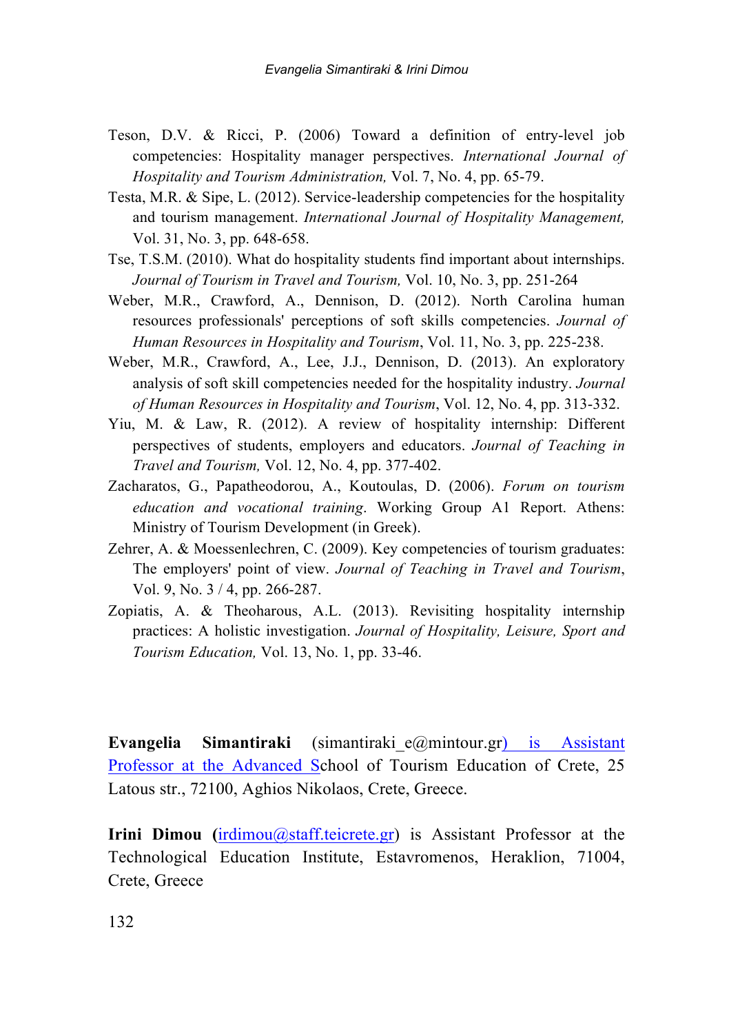Teson, D.V. & Ricci, P. (2006) Toward a definition of entry-level job competencies: Hospitality manager perspectives. *International Journal of Hospitality and Tourism Administration,* Vol. 7, No. 4, pp. 65-79.

Testa, M.R. & Sipe, L. (2012). Service-leadership competencies for the hospitality and tourism management. *International Journal of Hospitality Management,* Vol. 31, No. 3, pp. 648-658.

Tse, T.S.M. (2010). What do hospitality students find important about internships. *Journal of Tourism in Travel and Tourism,* Vol. 10, No. 3, pp. 251-264

Weber, M.R., Crawford, A., Dennison, D. (2012). North Carolina human resources professionals' perceptions of soft skills competencies. *Journal of Human Resources in Hospitality and Tourism*, Vol. 11, No. 3, pp. 225-238.

Weber, M.R., Crawford, A., Lee, J.J., Dennison, D. (2013). An exploratory analysis of soft skill competencies needed for the hospitality industry. *Journal of Human Resources in Hospitality and Tourism*, Vol. 12, No. 4, pp. 313-332.

Yiu, M. & Law, R. (2012). A review of hospitality internship: Different perspectives of students, employers and educators. *Journal of Teaching in Travel and Tourism,* Vol. 12, No. 4, pp. 377-402.

Zacharatos, G., Papatheodorou, A., Koutoulas, D. (2006). *Forum on tourism education and vocational training*. Working Group A1 Report. Athens: Ministry of Tourism Development (in Greek).

Zehrer, A. & Moessenlechren, C. (2009). Key competencies of tourism graduates: The employers' point of view. *Journal of Teaching in Travel and Tourism*, Vol. 9, No. 3 / 4, pp. 266-287.

Zopiatis, A. & Theoharous, A.L. (2013). Revisiting hospitality internship practices: A holistic investigation. *Journal of Hospitality, Leisure, Sport and Tourism Education,* Vol. 13, No. 1, pp. 33-46.

**Evangelia Simantiraki** (simantiraki_e@mintour.gr) is Assistant Professor at the Advanced School of Tourism Education of Crete, 25 Latous str., 72100, Aghios Nikolaos, Crete, Greece.

**Irini Dimou** (irdimou@staff.teicrete.gr) is Assistant Professor at the Technological Education Institute, Estavromenos, Heraklion, 71004, Crete, Greece